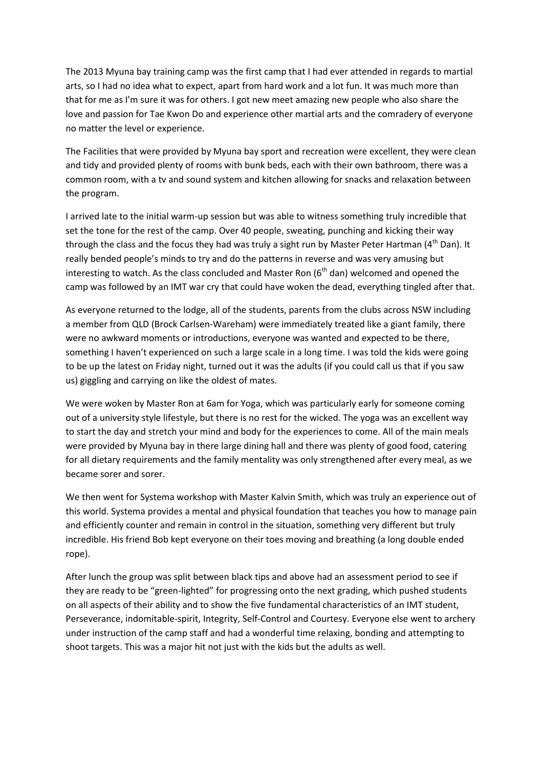The 2013 Myuna bay training camp was the first camp that I had ever attended in regards to martial arts, so I had no idea what to expect, apart from hard work and a lot fun. It was much more than that for me as I'm sure it was for others. I got new meet amazing new people who also share the love and passion for Tae Kwon Do and experience other martial arts and the comradery of everyone no matter the level or experience.

The Facilities that were provided by Myuna bay sport and recreation were excellent, they were clean and tidy and provided plenty of rooms with bunk beds, each with their own bathroom, there was a common room, with a tv and sound system and kitchen allowing for snacks and relaxation between the program.

I arrived late to the initial warm-up session but was able to witness something truly incredible that set the tone for the rest of the camp. Over 40 people, sweating, punching and kicking their way through the class and the focus they had was truly a sight run by Master Peter Hartman (4th Dan). It really bended people's minds to try and do the patterns in reverse and was very amusing but interesting to watch. As the class concluded and Master Ron (6th dan) welcomed and opened the camp was followed by an IMT war cry that could have woken the dead, everything tingled after that.

As everyone returned to the lodge, all of the students, parents from the clubs across NSW including a member from QLD (Brock Carlsen-Wareham) were immediately treated like a giant family, there were no awkward moments or introductions, everyone was wanted and expected to be there, something I haven't experienced on such a large scale in a long time. I was told the kids were going to be up the latest on Friday night, turned out it was the adults (if you could call us that if you saw us) giggling and carrying on like the oldest of mates.

We were woken by Master Ron at 6am for Yoga, which was particularly early for someone coming out of a university style lifestyle, but there is no rest for the wicked. The yoga was an excellent way to start the day and stretch your mind and body for the experiences to come. All of the main meals were provided by Myuna bay in there large dining hall and there was plenty of good food, catering for all dietary requirements and the family mentality was only strengthened after every meal, as we became sorer and sorer.

We then went for Systema workshop with Master Kalvin Smith, which was truly an experience out of this world. Systema provides a mental and physical foundation that teaches you how to manage pain and efficiently counter and remain in control in the situation, something very different but truly incredible. His friend Bob kept everyone on their toes moving and breathing (a long double ended rope).

After lunch the group was split between black tips and above had an assessment period to see if they are ready to be "green-lighted" for progressing onto the next grading, which pushed students on all aspects of their ability and to show the five fundamental characteristics of an IMT student, Perseverance, indomitable-spirit, Integrity, Self-Control and Courtesy. Everyone else went to archery under instruction of the camp staff and had a wonderful time relaxing, bonding and attempting to shoot targets. This was a major hit not just with the kids but the adults as well.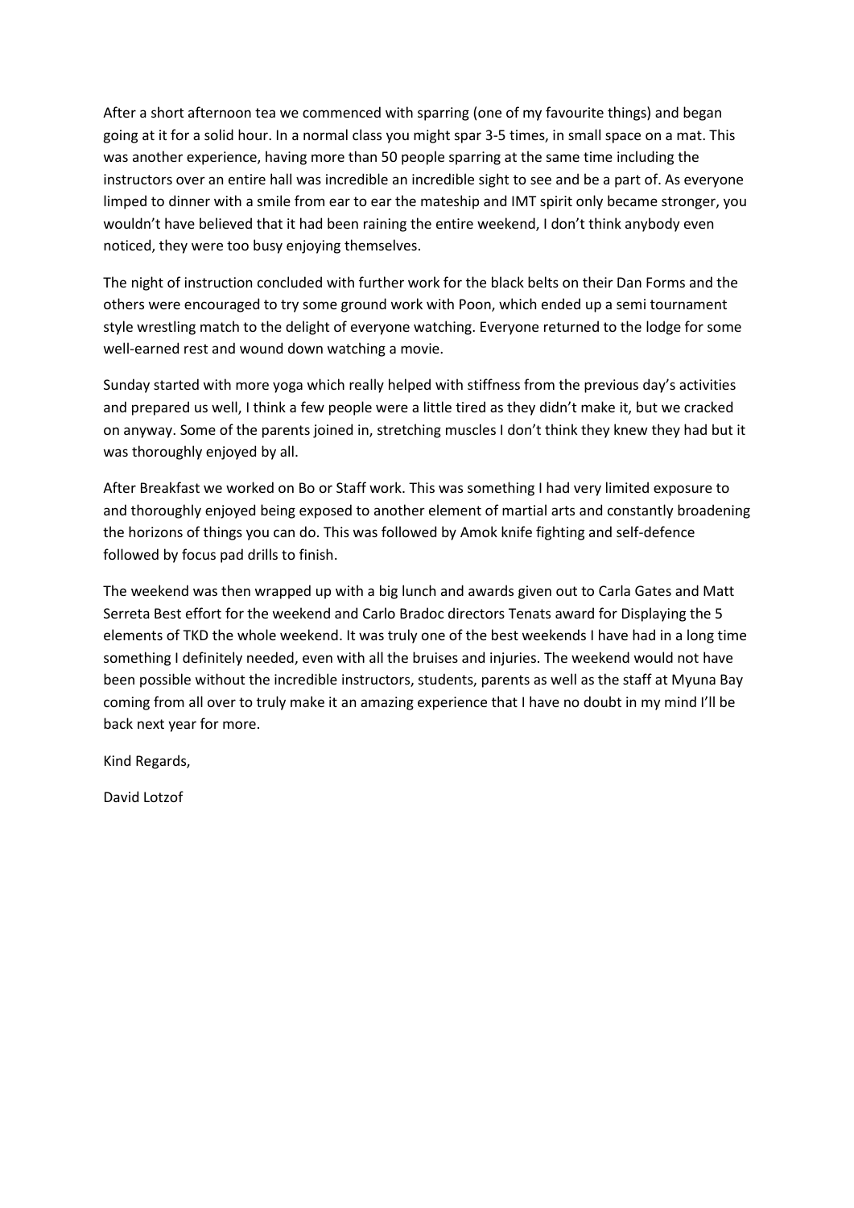After a short afternoon tea we commenced with sparring (one of my favourite things) and began going at it for a solid hour. In a normal class you might spar 3-5 times, in small space on a mat. This was another experience, having more than 50 people sparring at the same time including the instructors over an entire hall was incredible an incredible sight to see and be a part of. As everyone limped to dinner with a smile from ear to ear the mateship and IMT spirit only became stronger, you wouldn't have believed that it had been raining the entire weekend, I don't think anybody even noticed, they were too busy enjoying themselves.

The night of instruction concluded with further work for the black belts on their Dan Forms and the others were encouraged to try some ground work with Poon, which ended up a semi tournament style wrestling match to the delight of everyone watching. Everyone returned to the lodge for some well-earned rest and wound down watching a movie.

Sunday started with more yoga which really helped with stiffness from the previous day's activities and prepared us well, I think a few people were a little tired as they didn't make it, but we cracked on anyway. Some of the parents joined in, stretching muscles I don't think they knew they had but it was thoroughly enjoyed by all.

After Breakfast we worked on Bo or Staff work. This was something I had very limited exposure to and thoroughly enjoyed being exposed to another element of martial arts and constantly broadening the horizons of things you can do. This was followed by Amok knife fighting and self-defence followed by focus pad drills to finish.

The weekend was then wrapped up with a big lunch and awards given out to Carla Gates and Matt Serreta Best effort for the weekend and Carlo Bradoc directors Tenats award for Displaying the 5 elements of TKD the whole weekend. It was truly one of the best weekends I have had in a long time something I definitely needed, even with all the bruises and injuries. The weekend would not have been possible without the incredible instructors, students, parents as well as the staff at Myuna Bay coming from all over to truly make it an amazing experience that I have no doubt in my mind I'll be back next year for more.

Kind Regards,

David Lotzof